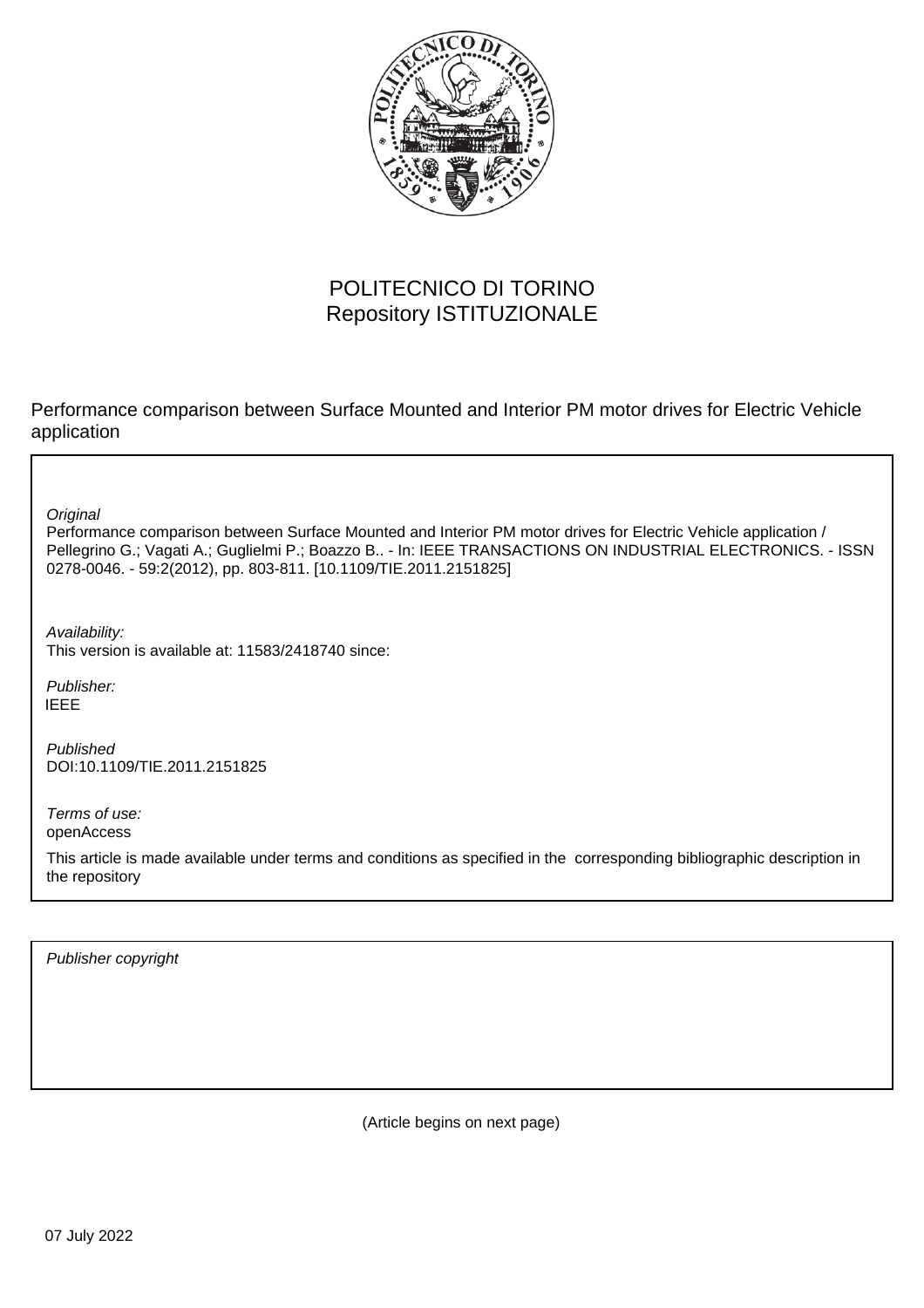POLITECNICO DI TORINO
Repository ISTITUZIONALE

Performance comparison between Surface Mounted and Interior PM motor drives for Electric Vehicle application

*Original*
Performance comparison between Surface Mounted and Interior PM motor drives for Electric Vehicle application / Pellegrino G.; Vagati A.; Guglielmi P.; Boazzo B.. - In: IEEE TRANSACTIONS ON INDUSTRIAL ELECTRONICS. - ISSN 0278-0046. - 59:2(2012), pp. 803-811. [10.1109/TIE.2011.2151825]

*Availability:*
This version is available at: 11583/2418740 since:

*Publisher:*
IEEE

*Published*
DOI:10.1109/TIE.2011.2151825

*Terms of use:*
openAccess

This article is made available under terms and conditions as specified in the corresponding bibliographic description in the repository

*Publisher copyright*

(Article begins on next page)

07 July 2022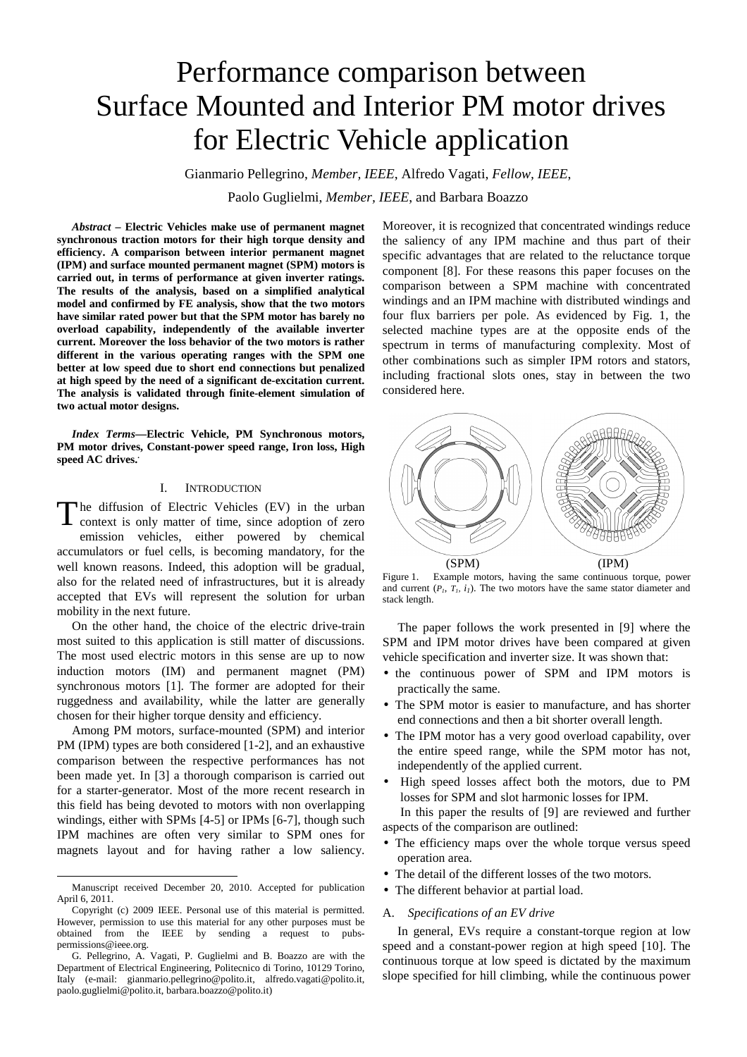# Performance comparison between Surface Mounted and Interior PM motor drives for Electric Vehicle application

Gianmario Pellegrino, *Member, IEEE*, Alfredo Vagati, *Fellow, IEEE*,

Paolo Guglielmi, *Member, IEEE*, and Barbara Boazzo

***Abstract*** **– Electric Vehicles make use of permanent magnet synchronous traction motors for their high torque density and efficiency. A comparison between interior permanent magnet (IPM) and surface mounted permanent magnet (SPM) motors is carried out, in terms of performance at given inverter ratings. The results of the analysis, based on a simplified analytical model and confirmed by FE analysis, show that the two motors have similar rated power but that the SPM motor has barely no overload capability, independently of the available inverter current. Moreover the loss behavior of the two motors is rather different in the various operating ranges with the SPM one better at low speed due to short end connections but penalized at high speed by the need of a significant de-excitation current. The analysis is validated through finite-element simulation of two actual motor designs.**

***Index Terms*** **—Electric Vehicle, PM Synchronous motors, PM motor drives, Constant-power speed range, Iron loss, High speed AC drives.**

## I. Introduction

The diffusion of Electric Vehicles (EV) in the urban context is only matter of time, since adoption of zero emission vehicles, either powered by chemical accumulators or fuel cells, is becoming mandatory, for the well known reasons. Indeed, this adoption will be gradual, also for the related need of infrastructures, but it is already accepted that EVs will represent the solution for urban mobility in the next future.

On the other hand, the choice of the electric drive-train most suited to this application is still matter of discussions. The most used electric motors in this sense are up to now induction motors (IM) and permanent magnet (PM) synchronous motors [1]. The former are adopted for their ruggedness and availability, while the latter are generally chosen for their higher torque density and efficiency.

Among PM motors, surface-mounted (SPM) and interior PM (IPM) types are both considered [1-2], and an exhaustive comparison between the respective performances has not been made yet. In [3] a thorough comparison is carried out for a starter-generator. Most of the more recent research in this field has being devoted to motors with non overlapping windings, either with SPMs [4-5] or IPMs [6-7], though such IPM machines are often very similar to SPM ones for magnets layout and for having rather a low saliency. Moreover, it is recognized that concentrated windings reduce the saliency of any IPM machine and thus part of their specific advantages that are related to the reluctance torque component [8]. For these reasons this paper focuses on the comparison between a SPM machine with concentrated windings and an IPM machine with distributed windings and four flux barriers per pole. As evidenced by Fig. 1, the selected machine types are at the opposite ends of the spectrum in terms of manufacturing complexity. Most of other combinations such as simpler IPM rotors and stators, including fractional slots ones, stay in between the two considered here.

(SPM) (IPM)

Figure 1. Example motors, having the same continuous torque, power and current ($P_1$, $T_1$, $i_1$). The two motors have the same stator diameter and stack length.

The paper follows the work presented in [9] where the SPM and IPM motor drives have been compared at given vehicle specification and inverter size. It was shown that:

- the continuous power of SPM and IPM motors is practically the same.
- The SPM motor is easier to manufacture, and has shorter end connections and then a bit shorter overall length.
- The IPM motor has a very good overload capability, over the entire speed range, while the SPM motor has not, independently of the applied current.
- High speed losses affect both the motors, due to PM losses for SPM and slot harmonic losses for IPM.

In this paper the results of [9] are reviewed and further aspects of the comparison are outlined:

- The efficiency maps over the whole torque versus speed operation area.
- The detail of the different losses of the two motors.
- The different behavior at partial load.

### A. *Specifications of an EV drive*

In general, EVs require a constant-torque region at low speed and a constant-power region at high speed [10]. The continuous torque at low speed is dictated by the maximum slope specified for hill climbing, while the continuous power

---

Manuscript received December 20, 2010. Accepted for publication April 6, 2011.

Copyright (c) 2009 IEEE. Personal use of this material is permitted. However, permission to use this material for any other purposes must be obtained from the IEEE by sending a request to pubs-permissions@ieee.org.

G. Pellegrino, A. Vagati, P. Guglielmi and B. Boazzo are with the Department of Electrical Engineering, Politecnico di Torino, 10129 Torino, Italy (e-mail: gianmario.pellegrino@polito.it, alfredo.vagati@polito.it, paolo.guglielmi@polito.it, barbara.boazzo@polito.it)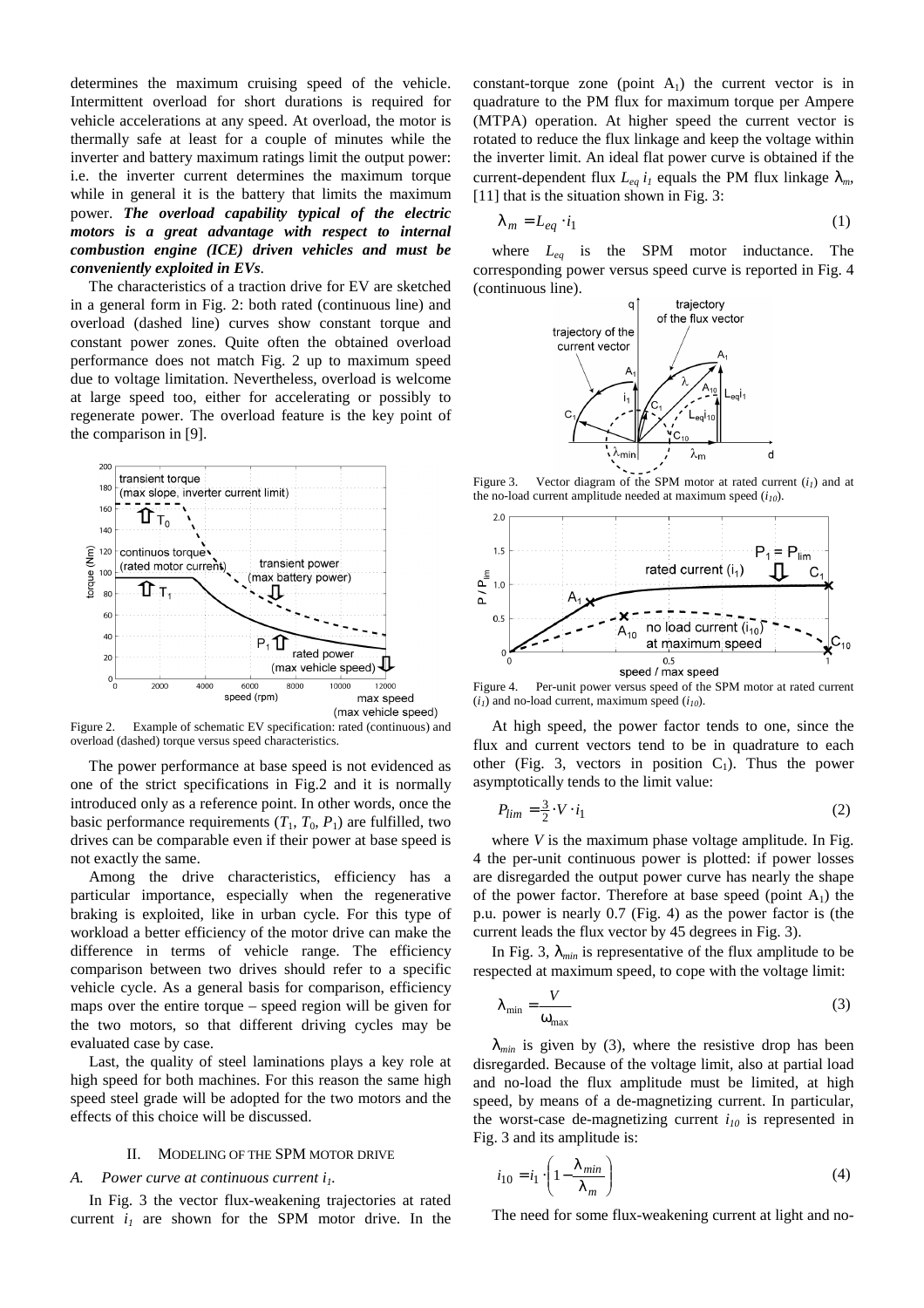determines the maximum cruising speed of the vehicle. Intermittent overload for short durations is required for vehicle accelerations at any speed. At overload, the motor is thermally safe at least for a couple of minutes while the inverter and battery maximum ratings limit the output power: i.e. the inverter current determines the maximum torque while in general it is the battery that limits the maximum power. ***The overload capability typical of the electric motors is a great advantage with respect to internal combustion engine (ICE) driven vehicles and must be conveniently exploited in EVs***.

The characteristics of a traction drive for EV are sketched in a general form in Fig. 2: both rated (continuous line) and overload (dashed line) curves show constant torque and constant power zones. Quite often the obtained overload performance does not match Fig. 2 up to maximum speed due to voltage limitation. Nevertheless, overload is welcome at large speed too, either for accelerating or possibly to regenerate power. The overload feature is the key point of the comparison in [9].

Figure 2. Example of schematic EV specification: rated (continuous) and overload (dashed) torque versus speed characteristics.

The power performance at base speed is not evidenced as one of the strict specifications in Fig.2 and it is normally introduced only as a reference point. In other words, once the basic performance requirements ($T_1$, $T_0$, $P_1$) are fulfilled, two drives can be comparable even if their power at base speed is not exactly the same.

Among the drive characteristics, efficiency has a particular importance, especially when the regenerative braking is exploited, like in urban cycle. For this type of workload a better efficiency of the motor drive can make the difference in terms of vehicle range. The efficiency comparison between two drives should refer to a specific vehicle cycle. As a general basis for comparison, efficiency maps over the entire torque – speed region will be given for the two motors, so that different driving cycles may be evaluated case by case.

Last, the quality of steel laminations plays a key role at high speed for both machines. For this reason the same high speed steel grade will be adopted for the two motors and the effects of this choice will be discussed.

## II. Modeling of the SPM motor drive

### A. Power curve at continuous current $i_1$.

In Fig. 3 the vector flux-weakening trajectories at rated current $i_1$ are shown for the SPM motor drive. In the constant-torque zone (point $A_1$) the current vector is in quadrature to the PM flux for maximum torque per Ampere (MTPA) operation. At higher speed the current vector is rotated to reduce the flux linkage and keep the voltage within the inverter limit. An ideal flat power curve is obtained if the current-dependent flux $L_{eq}\, i_1$ equals the PM flux linkage $\lambda_m$, [11] that is the situation shown in Fig. 3:

$$\lambda_m = L_{eq} \cdot i_1 \tag{1}$$

where $L_{eq}$ is the SPM motor inductance. The corresponding power versus speed curve is reported in Fig. 4 (continuous line).

Figure 3. Vector diagram of the SPM motor at rated current ($i_1$) and at the no-load current amplitude needed at maximum speed ($i_{10}$).

Figure 4. Per-unit power versus speed of the SPM motor at rated current ($i_1$) and no-load current, maximum speed ($i_{10}$).

At high speed, the power factor tends to one, since the flux and current vectors tend to be in quadrature to each other (Fig. 3, vectors in position $C_1$). Thus the power asymptotically tends to the limit value:

$$P_{lim} = \frac{3}{2} \cdot V \cdot i_1 \tag{2}$$

where $V$ is the maximum phase voltage amplitude. In Fig. 4 the per-unit continuous power is plotted: if power losses are disregarded the output power curve has nearly the shape of the power factor. Therefore at base speed (point $A_1$) the p.u. power is nearly 0.7 (Fig. 4) as the power factor is (the current leads the flux vector by 45 degrees in Fig. 3).

In Fig. 3, $\lambda_{min}$ is representative of the flux amplitude to be respected at maximum speed, to cope with the voltage limit:

$$\lambda_{\min} = \frac{V}{\omega_{\max}} \tag{3}$$

$\lambda_{min}$ is given by (3), where the resistive drop has been disregarded. Because of the voltage limit, also at partial load and no-load the flux amplitude must be limited, at high speed, by means of a de-magnetizing current. In particular, the worst-case de-magnetizing current $i_{10}$ is represented in Fig. 3 and its amplitude is:

$$i_{10} = i_1 \cdot \left(1 - \frac{\lambda_{min}}{\lambda_m}\right) \tag{4}$$

The need for some flux-weakening current at light and no-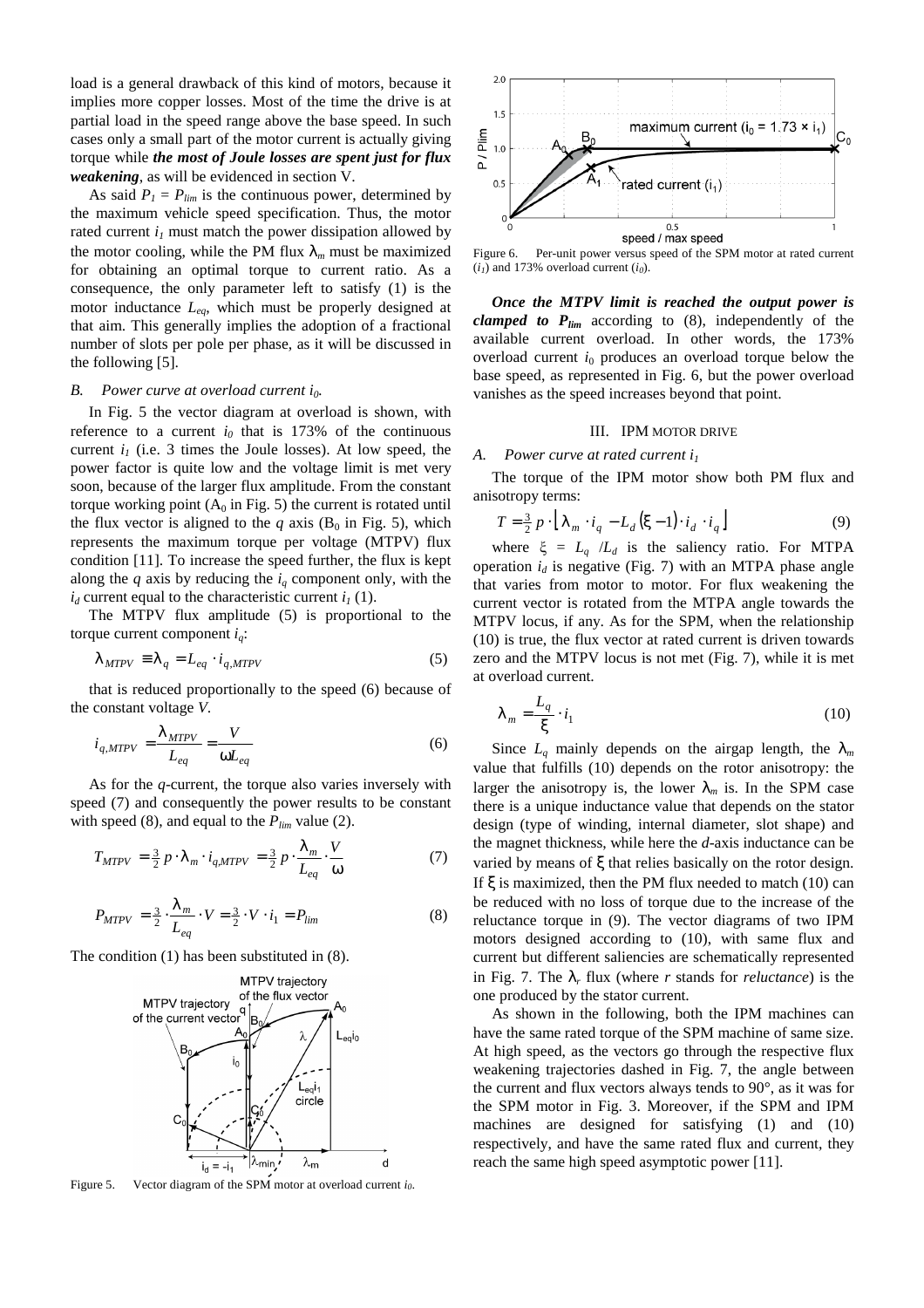load is a general drawback of this kind of motors, because it implies more copper losses. Most of the time the drive is at partial load in the speed range above the base speed. In such cases only a small part of the motor current is actually giving torque while ***the most of Joule losses are spent just for flux weakening***, as will be evidenced in section V.

As said $P_1 = P_{lim}$ is the continuous power, determined by the maximum vehicle speed specification. Thus, the motor rated current $i_1$ must match the power dissipation allowed by the motor cooling, while the PM flux $\lambda_m$ must be maximized for obtaining an optimal torque to current ratio. As a consequence, the only parameter left to satisfy (1) is the motor inductance $L_{eq}$, which must be properly designed at that aim. This generally implies the adoption of a fractional number of slots per pole per phase, as it will be discussed in the following [5].

### *B. Power curve at overload current $i_0$.*

In Fig. 5 the vector diagram at overload is shown, with reference to a current $i_0$ that is 173% of the continuous current $i_1$ (i.e. 3 times the Joule losses). At low speed, the power factor is quite low and the voltage limit is met very soon, because of the larger flux amplitude. From the constant torque working point ($A_0$ in Fig. 5) the current is rotated until the flux vector is aligned to the *q* axis ($B_0$ in Fig. 5), which represents the maximum torque per voltage (MTPV) flux condition [11]. To increase the speed further, the flux is kept along the *q* axis by reducing the $i_q$ component only, with the $i_d$ current equal to the characteristic current $i_1$ (1).

The MTPV flux amplitude (5) is proportional to the torque current component $i_q$:

$$\lambda_{MTPV} \equiv \lambda_q = L_{eq} \cdot i_{q,MTPV} \tag{5}$$

that is reduced proportionally to the speed (6) because of the constant voltage *V*.

$$i_{q,MTPV} = \frac{\lambda_{MTPV}}{L_{eq}} = \frac{V}{\omega L_{eq}} \tag{6}$$

As for the *q*-current, the torque also varies inversely with speed (7) and consequently the power results to be constant with speed (8), and equal to the $P_{lim}$ value (2).

$$T_{MTPV} = \tfrac{3}{2}\, p \cdot \lambda_m \cdot i_{q,MTPV} = \tfrac{3}{2}\, p \cdot \frac{\lambda_m}{L_{eq}} \cdot \frac{V}{\omega} \tag{7}$$

$$P_{MTPV} = \tfrac{3}{2} \cdot \frac{\lambda_m}{L_{eq}} \cdot V = \tfrac{3}{2} \cdot V \cdot i_1 = P_{lim} \tag{8}$$

The condition (1) has been substituted in (8).

Figure 5. Vector diagram of the SPM motor at overload current $i_0$.

Figure 6. Per-unit power versus speed of the SPM motor at rated current ($i_1$) and 173% overload current ($i_0$).

***Once the MTPV limit is reached the output power is clamped to $P_{lim}$*** according to (8), independently of the available current overload. In other words, the 173% overload current $i_0$ produces an overload torque below the base speed, as represented in Fig. 6, but the power overload vanishes as the speed increases beyond that point.

## III. IPM MOTOR DRIVE

### *A. Power curve at rated current $i_1$*

The torque of the IPM motor show both PM flux and anisotropy terms:

$$T = \tfrac{3}{2}\, p \cdot \left[\lambda_m \cdot i_q - L_d\left(\xi - 1\right) \cdot i_d \cdot i_q\right] \tag{9}$$

where $\xi = L_q / L_d$ is the saliency ratio. For MTPA operation $i_d$ is negative (Fig. 7) with an MTPA phase angle that varies from motor to motor. For flux weakening the current vector is rotated from the MTPA angle towards the MTPV locus, if any. As for the SPM, when the relationship (10) is true, the flux vector at rated current is driven towards zero and the MTPV locus is not met (Fig. 7), while it is met at overload current.

$$\lambda_m = \frac{L_q}{\xi} \cdot i_1 \tag{10}$$

Since $L_q$ mainly depends on the airgap length, the $\lambda_m$ value that fulfills (10) depends on the rotor anisotropy: the larger the anisotropy is, the lower $\lambda_m$ is. In the SPM case there is a unique inductance value that depends on the stator design (type of winding, internal diameter, slot shape) and the magnet thickness, while here the *d*-axis inductance can be varied by means of $\xi$ that relies basically on the rotor design. If $\xi$ is maximized, then the PM flux needed to match (10) can be reduced with no loss of torque due to the increase of the reluctance torque in (9). The vector diagrams of two IPM motors designed according to (10), with same flux and current but different saliencies are schematically represented in Fig. 7. The $\lambda_r$ flux (where *r* stands for *reluctance*) is the one produced by the stator current.

As shown in the following, both the IPM machines can have the same rated torque of the SPM machine of same size. At high speed, as the vectors go through the respective flux weakening trajectories dashed in Fig. 7, the angle between the current and flux vectors always tends to 90°, as it was for the SPM motor in Fig. 3. Moreover, if the SPM and IPM machines are designed for satisfying (1) and (10) respectively, and have the same rated flux and current, they reach the same high speed asymptotic power [11].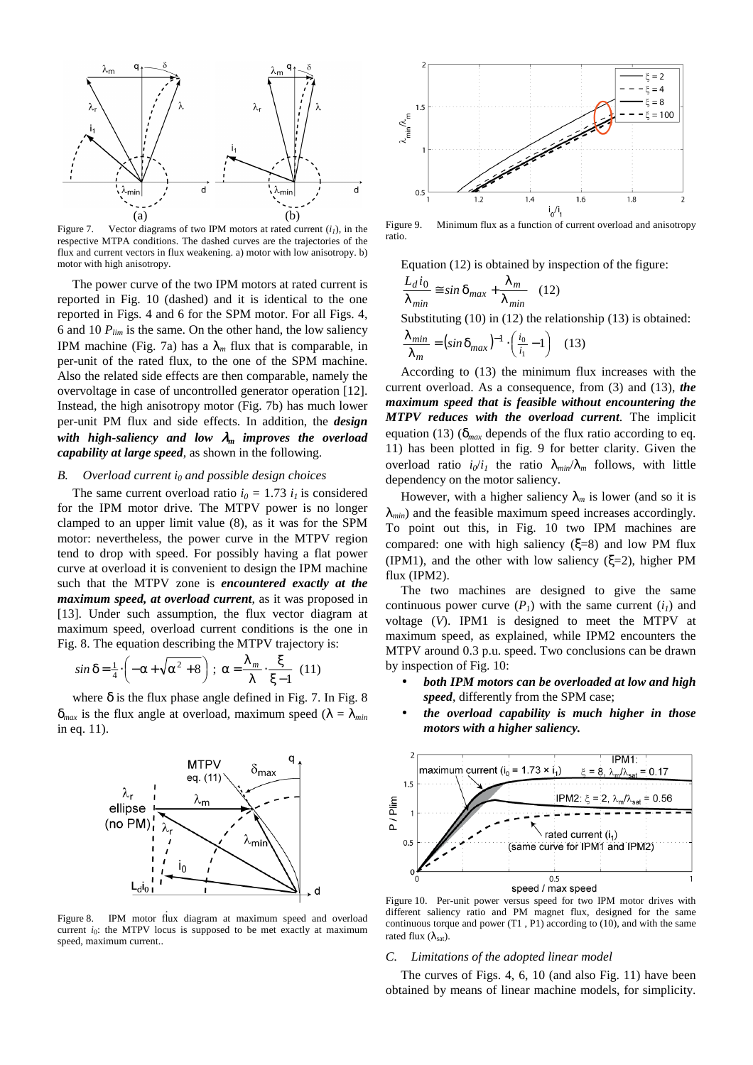Figure 7. Vector diagrams of two IPM motors at rated current ($i_1$), in the respective MTPA conditions. The dashed curves are the trajectories of the flux and current vectors in flux weakening. a) motor with low anisotropy. b) motor with high anisotropy.

The power curve of the two IPM motors at rated current is reported in Fig. 10 (dashed) and it is identical to the one reported in Figs. 4 and 6 for the SPM motor. For all Figs. 4, 6 and 10 $P_{lim}$ is the same. On the other hand, the low saliency IPM machine (Fig. 7a) has a $\lambda_m$ flux that is comparable, in per-unit of the rated flux, to the one of the SPM machine. Also the related side effects are then comparable, namely the overvoltage in case of uncontrolled generator operation [12]. Instead, the high anisotropy motor (Fig. 7b) has much lower per-unit PM flux and side effects. In addition, the ***design with high-saliency and low $\lambda_m$ improves the overload capability at large speed***, as shown in the following.

### *B. Overload current $i_0$ and possible design choices*

The same current overload ratio $i_0 = 1.73\, i_1$ is considered for the IPM motor drive. The MTPV power is no longer clamped to an upper limit value (8), as it was for the SPM motor: nevertheless, the power curve in the MTPV region tend to drop with speed. For possibly having a flat power curve at overload it is convenient to design the IPM machine such that the MTPV zone is ***encountered exactly at the maximum speed, at overload current***, as it was proposed in [13]. Under such assumption, the flux vector diagram at maximum speed, overload current conditions is the one in Fig. 8. The equation describing the MTPV trajectory is:

$$\sin\delta = \tfrac{1}{4}\cdot\left(-\alpha + \sqrt{\alpha^2 + 8}\right)\ ;\ \alpha = \frac{\lambda_m}{\lambda}\cdot\frac{\xi}{\xi - 1} \quad (11)$$

where $\delta$ is the flux phase angle defined in Fig. 7. In Fig. 8 $\delta_{max}$ is the flux angle at overload, maximum speed ($\lambda = \lambda_{min}$ in eq. 11).

Figure 8. IPM motor flux diagram at maximum speed and overload current $i_0$: the MTPV locus is supposed to be met exactly at maximum speed, maximum current..

Figure 9. Minimum flux as a function of current overload and anisotropy ratio.

Equation (12) is obtained by inspection of the figure:

$$\frac{L_d i_0}{\lambda_{min}} \cong \sin\delta_{max} + \frac{\lambda_m}{\lambda_{min}} \quad (12)$$

Substituting (10) in (12) the relationship (13) is obtained:

$$\frac{\lambda_{min}}{\lambda_m} = \left(\sin\delta_{max}\right)^{-1}\cdot\left(\tfrac{i_0}{i_1} - 1\right) \quad (13)$$

According to (13) the minimum flux increases with the current overload. As a consequence, from (3) and (13), ***the maximum speed that is feasible without encountering the MTPV reduces with the overload current***. The implicit equation (13) ($\delta_{max}$ depends of the flux ratio according to eq. 11) has been plotted in fig. 9 for better clarity. Given the overload ratio $i_0/i_1$ the ratio $\lambda_{min}/\lambda_m$ follows, with little dependency on the motor saliency.

However, with a higher saliency $\lambda_m$ is lower (and so it is $\lambda_{min}$) and the feasible maximum speed increases accordingly. To point out this, in Fig. 10 two IPM machines are compared: one with high saliency ($\xi$=8) and low PM flux (IPM1), and the other with low saliency ($\xi$=2), higher PM flux (IPM2).

The two machines are designed to give the same continuous power curve ($P_1$) with the same current ($i_1$) and voltage ($V$). IPM1 is designed to meet the MTPV at maximum speed, as explained, while IPM2 encounters the MTPV around 0.3 p.u. speed. Two conclusions can be drawn by inspection of Fig. 10:

- ***both IPM motors can be overloaded at low and high speed***, differently from the SPM case;
- ***the overload capability is much higher in those motors with a higher saliency.***

Figure 10. Per-unit power versus speed for two IPM motor drives with different saliency ratio and PM magnet flux, designed for the same continuous torque and power (T1 , P1) according to (10), and with the same rated flux ($\lambda_{sat}$).

### *C. Limitations of the adopted linear model*

The curves of Figs. 4, 6, 10 (and also Fig. 11) have been obtained by means of linear machine models, for simplicity.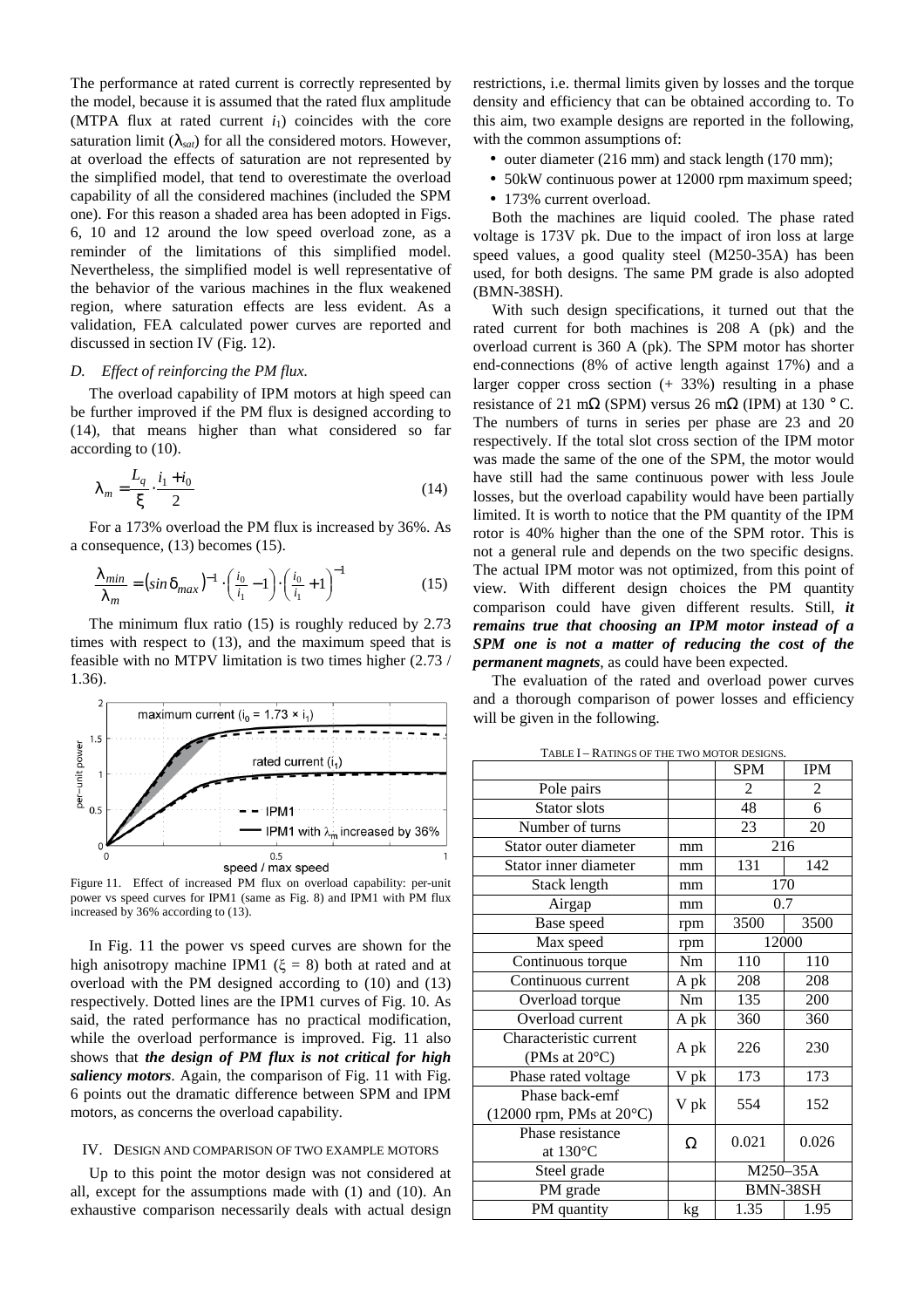The performance at rated current is correctly represented by the model, because it is assumed that the rated flux amplitude (MTPA flux at rated current $i_1$) coincides with the core saturation limit ($\lambda_{sat}$) for all the considered motors. However, at overload the effects of saturation are not represented by the simplified model, that tend to overestimate the overload capability of all the considered machines (included the SPM one). For this reason a shaded area has been adopted in Figs. 6, 10 and 12 around the low speed overload zone, as a reminder of the limitations of this simplified model. Nevertheless, the simplified model is well representative of the behavior of the various machines in the flux weakened region, where saturation effects are less evident. As a validation, FEA calculated power curves are reported and discussed in section IV (Fig. 12).

### D. Effect of reinforcing the PM flux.

The overload capability of IPM motors at high speed can be further improved if the PM flux is designed according to (14), that means higher than what considered so far according to (10).

$$\lambda_m = \frac{L_q}{\xi} \cdot \frac{i_1 + i_0}{2} \tag{14}$$

For a 173% overload the PM flux is increased by 36%. As a consequence, (13) becomes (15).

$$\frac{\lambda_{min}}{\lambda_m} = (\sin \delta_{max})^{-1} \cdot \left(\frac{i_0}{i_1} - 1\right) \cdot \left(\frac{i_0}{i_1} + 1\right)^{-1} \tag{15}$$

The minimum flux ratio (15) is roughly reduced by 2.73 times with respect to (13), and the maximum speed that is feasible with no MTPV limitation is two times higher (2.73 / 1.36).

Figure 11. Effect of increased PM flux on overload capability: per-unit power vs speed curves for IPM1 (same as Fig. 8) and IPM1 with PM flux increased by 36% according to (13).

In Fig. 11 the power vs speed curves are shown for the high anisotropy machine IPM1 ($\xi$ = 8) both at rated and at overload with the PM designed according to (10) and (13) respectively. Dotted lines are the IPM1 curves of Fig. 10. As said, the rated performance has no practical modification, while the overload performance is improved. Fig. 11 also shows that ***the design of PM flux is not critical for high saliency motors***. Again, the comparison of Fig. 11 with Fig. 6 points out the dramatic difference between SPM and IPM motors, as concerns the overload capability.

## IV. Design and Comparison of Two Example Motors

Up to this point the motor design was not considered at all, except for the assumptions made with (1) and (10). An exhaustive comparison necessarily deals with actual design restrictions, i.e. thermal limits given by losses and the torque density and efficiency that can be obtained according to. To this aim, two example designs are reported in the following, with the common assumptions of:

- outer diameter (216 mm) and stack length (170 mm);
- 50kW continuous power at 12000 rpm maximum speed;
- 173% current overload.

Both the machines are liquid cooled. The phase rated voltage is 173V pk. Due to the impact of iron loss at large speed values, a good quality steel (M250-35A) has been used, for both designs. The same PM grade is also adopted (BMN-38SH).

With such design specifications, it turned out that the rated current for both machines is 208 A (pk) and the overload current is 360 A (pk). The SPM motor has shorter end-connections (8% of active length against 17%) and a larger copper cross section (+ 33%) resulting in a phase resistance of 21 mΩ (SPM) versus 26 mΩ (IPM) at 130 ° C. The numbers of turns in series per phase are 23 and 20 respectively. If the total slot cross section of the IPM motor was made the same of the one of the SPM, the motor would have still had the same continuous power with less Joule losses, but the overload capability would have been partially limited. It is worth to notice that the PM quantity of the IPM rotor is 40% higher than the one of the SPM rotor. This is not a general rule and depends on the two specific designs. The actual IPM motor was not optimized, from this point of view. With different design choices the PM quantity comparison could have given different results. Still, ***it remains true that choosing an IPM motor instead of a SPM one is not a matter of reducing the cost of the permanent magnets***, as could have been expected.

The evaluation of the rated and overload power curves and a thorough comparison of power losses and efficiency will be given in the following.

TABLE I – RATINGS OF THE TWO MOTOR DESIGNS.

| | | SPM | IPM |
|---|---|---|---|
| Pole pairs | | 2 | 2 |
| Stator slots | | 48 | 6 |
| Number of turns | | 23 | 20 |
| Stator outer diameter | mm | 216 | |
| Stator inner diameter | mm | 131 | 142 |
| Stack length | mm | 170 | |
| Airgap | mm | 0.7 | |
| Base speed | rpm | 3500 | 3500 |
| Max speed | rpm | 12000 | |
| Continuous torque | Nm | 110 | 110 |
| Continuous current | A pk | 208 | 208 |
| Overload torque | Nm | 135 | 200 |
| Overload current | A pk | 360 | 360 |
| Characteristic current (PMs at 20°C) | A pk | 226 | 230 |
| Phase rated voltage | V pk | 173 | 173 |
| Phase back-emf (12000 rpm, PMs at 20°C) | V pk | 554 | 152 |
| Phase resistance at 130°C | Ω | 0.021 | 0.026 |
| Steel grade | | M250–35A | |
| PM grade | | BMN-38SH | |
| PM quantity | kg | 1.35 | 1.95 |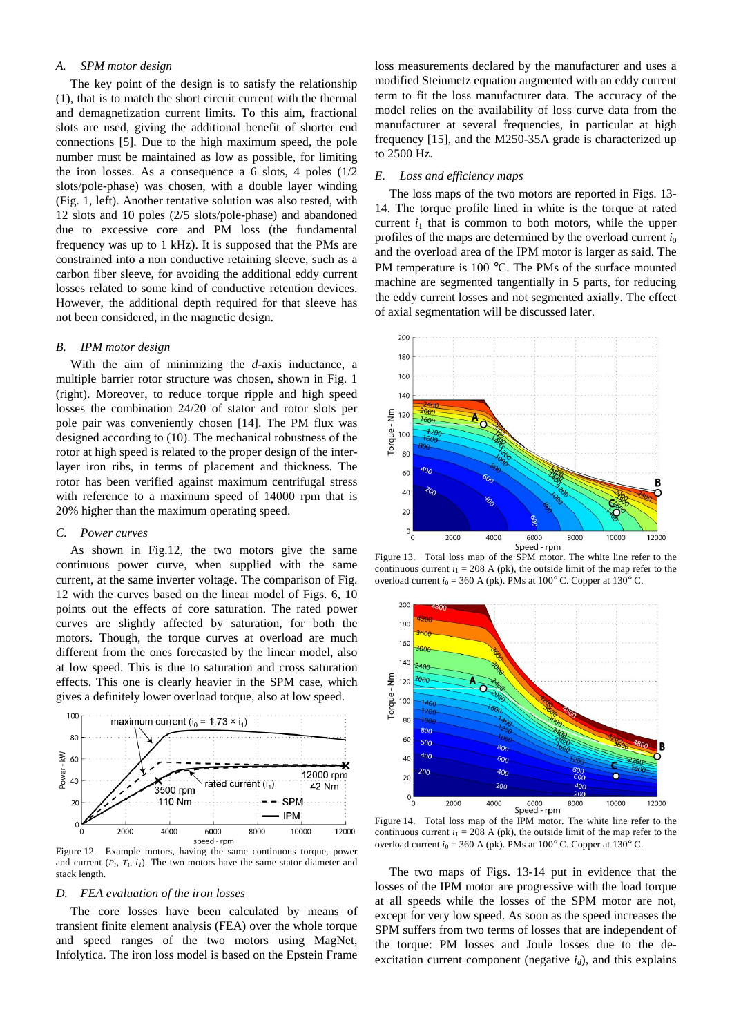### A. SPM motor design

The key point of the design is to satisfy the relationship (1), that is to match the short circuit current with the thermal and demagnetization current limits. To this aim, fractional slots are used, giving the additional benefit of shorter end connections [5]. Due to the high maximum speed, the pole number must be maintained as low as possible, for limiting the iron losses. As a consequence a 6 slots, 4 poles (1/2 slots/pole-phase) was chosen, with a double layer winding (Fig. 1, left). Another tentative solution was also tested, with 12 slots and 10 poles (2/5 slots/pole-phase) and abandoned due to excessive core and PM loss (the fundamental frequency was up to 1 kHz). It is supposed that the PMs are constrained into a non conductive retaining sleeve, such as a carbon fiber sleeve, for avoiding the additional eddy current losses related to some kind of conductive retention devices. However, the additional depth required for that sleeve has not been considered, in the magnetic design.

### B. IPM motor design

With the aim of minimizing the *d*-axis inductance, a multiple barrier rotor structure was chosen, shown in Fig. 1 (right). Moreover, to reduce torque ripple and high speed losses the combination 24/20 of stator and rotor slots per pole pair was conveniently chosen [14]. The PM flux was designed according to (10). The mechanical robustness of the rotor at high speed is related to the proper design of the inter-layer iron ribs, in terms of placement and thickness. The rotor has been verified against maximum centrifugal stress with reference to a maximum speed of 14000 rpm that is 20% higher than the maximum operating speed.

### C. Power curves

As shown in Fig.12, the two motors give the same continuous power curve, when supplied with the same current, at the same inverter voltage. The comparison of Fig. 12 with the curves based on the linear model of Figs. 6, 10 points out the effects of core saturation. The rated power curves are slightly affected by saturation, for both the motors. Though, the torque curves at overload are much different from the ones forecasted by the linear model, also at low speed. This is due to saturation and cross saturation effects. This one is clearly heavier in the SPM case, which gives a definitely lower overload torque, also at low speed.

Figure 12. Example motors, having the same continuous torque, power and current ($P_1$, $T_1$, $i_1$). The two motors have the same stator diameter and stack length.

### D. FEA evaluation of the iron losses

The core losses have been calculated by means of transient finite element analysis (FEA) over the whole torque and speed ranges of the two motors using MagNet, Infolytica. The iron loss model is based on the Epstein Frame loss measurements declared by the manufacturer and uses a modified Steinmetz equation augmented with an eddy current term to fit the loss manufacturer data. The accuracy of the model relies on the availability of loss curve data from the manufacturer at several frequencies, in particular at high frequency [15], and the M250-35A grade is characterized up to 2500 Hz.

### E. Loss and efficiency maps

The loss maps of the two motors are reported in Figs. 13-14. The torque profile lined in white is the torque at rated current $i_1$ that is common to both motors, while the upper profiles of the maps are determined by the overload current $i_0$ and the overload area of the IPM motor is larger as said. The PM temperature is 100 °C. The PMs of the surface mounted machine are segmented tangentially in 5 parts, for reducing the eddy current losses and not segmented axially. The effect of axial segmentation will be discussed later.

Figure 13. Total loss map of the SPM motor. The white line refer to the continuous current $i_1$ = 208 A (pk), the outside limit of the map refer to the overload current $i_0$ = 360 A (pk). PMs at 100° C. Copper at 130° C.

Figure 14. Total loss map of the IPM motor. The white line refer to the continuous current $i_1$ = 208 A (pk), the outside limit of the map refer to the overload current $i_0$ = 360 A (pk). PMs at 100° C. Copper at 130° C.

The two maps of Figs. 13-14 put in evidence that the losses of the IPM motor are progressive with the load torque at all speeds while the losses of the SPM motor are not, except for very low speed. As soon as the speed increases the SPM suffers from two terms of losses that are independent of the torque: PM losses and Joule losses due to the de-excitation current component (negative $i_d$), and this explains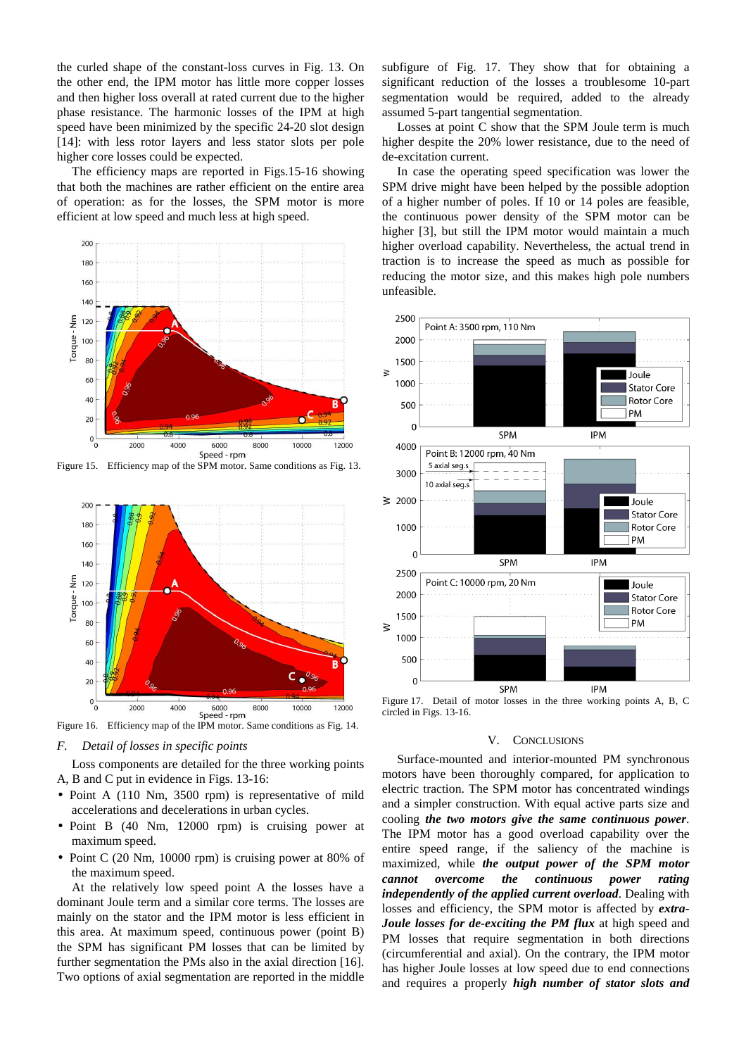the curled shape of the constant-loss curves in Fig. 13. On the other end, the IPM motor has little more copper losses and then higher loss overall at rated current due to the higher phase resistance. The harmonic losses of the IPM at high speed have been minimized by the specific 24-20 slot design [14]: with less rotor layers and less stator slots per pole higher core losses could be expected.

The efficiency maps are reported in Figs.15-16 showing that both the machines are rather efficient on the entire area of operation: as for the losses, the SPM motor is more efficient at low speed and much less at high speed.

Figure 15. Efficiency map of the SPM motor. Same conditions as Fig. 13.

Figure 16. Efficiency map of the IPM motor. Same conditions as Fig. 14.

### *F. Detail of losses in specific points*

Loss components are detailed for the three working points A, B and C put in evidence in Figs. 13-16:

- Point A (110 Nm, 3500 rpm) is representative of mild accelerations and decelerations in urban cycles.
- Point B (40 Nm, 12000 rpm) is cruising power at maximum speed.
- Point C (20 Nm, 10000 rpm) is cruising power at 80% of the maximum speed.

At the relatively low speed point A the losses have a dominant Joule term and a similar core terms. The losses are mainly on the stator and the IPM motor is less efficient in this area. At maximum speed, continuous power (point B) the SPM has significant PM losses that can be limited by further segmentation the PMs also in the axial direction [16]. Two options of axial segmentation are reported in the middle subfigure of Fig. 17. They show that for obtaining a significant reduction of the losses a troublesome 10-part segmentation would be required, added to the already assumed 5-part tangential segmentation.

Losses at point C show that the SPM Joule term is much higher despite the 20% lower resistance, due to the need of de-excitation current.

In case the operating speed specification was lower the SPM drive might have been helped by the possible adoption of a higher number of poles. If 10 or 14 poles are feasible, the continuous power density of the SPM motor can be higher [3], but still the IPM motor would maintain a much higher overload capability. Nevertheless, the actual trend in traction is to increase the speed as much as possible for reducing the motor size, and this makes high pole numbers unfeasible.

Figure 17. Detail of motor losses in the three working points A, B, C circled in Figs. 13-16.

## V. Conclusions

Surface-mounted and interior-mounted PM synchronous motors have been thoroughly compared, for application to electric traction. The SPM motor has concentrated windings and a simpler construction. With equal active parts size and cooling ***the two motors give the same continuous power***. The IPM motor has a good overload capability over the entire speed range, if the saliency of the machine is maximized, while ***the output power of the SPM motor cannot overcome the continuous power rating independently of the applied current overload***. Dealing with losses and efficiency, the SPM motor is affected by ***extra-Joule losses for de-exciting the PM flux*** at high speed and PM losses that require segmentation in both directions (circumferential and axial). On the contrary, the IPM motor has higher Joule losses at low speed due to end connections and requires a properly ***high number of stator slots and***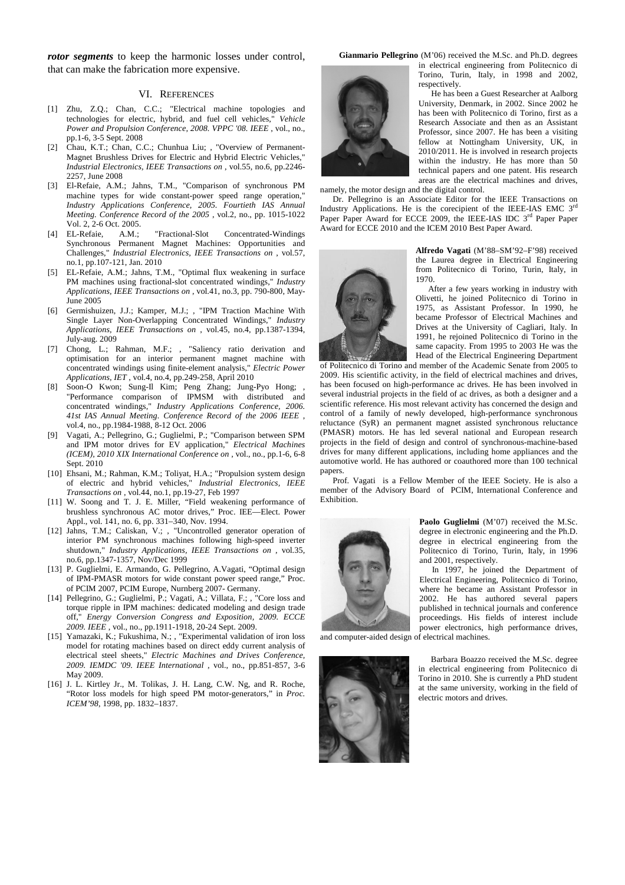***rotor segments*** to keep the harmonic losses under control, that can make the fabrication more expensive.

## VI. References

[1] Zhu, Z.Q.; Chan, C.C.; "Electrical machine topologies and technologies for electric, hybrid, and fuel cell vehicles," *Vehicle Power and Propulsion Conference, 2008. VPPC '08. IEEE* , vol., no., pp.1-6, 3-5 Sept. 2008

[2] Chau, K.T.; Chan, C.C.; Chunhua Liu; , "Overview of Permanent-Magnet Brushless Drives for Electric and Hybrid Electric Vehicles," *Industrial Electronics, IEEE Transactions on* , vol.55, no.6, pp.2246-2257, June 2008

[3] El-Refaie, A.M.; Jahns, T.M., "Comparison of synchronous PM machine types for wide constant-power speed range operation," *Industry Applications Conference, 2005. Fourtieth IAS Annual Meeting. Conference Record of the 2005* , vol.2, no., pp. 1015-1022 Vol. 2, 2-6 Oct. 2005.

[4] EL-Refaie, A.M.; "Fractional-Slot Concentrated-Windings Synchronous Permanent Magnet Machines: Opportunities and Challenges," *Industrial Electronics, IEEE Transactions on* , vol.57, no.1, pp.107-121, Jan. 2010

[5] EL-Refaie, A.M.; Jahns, T.M., "Optimal flux weakening in surface PM machines using fractional-slot concentrated windings," *Industry Applications, IEEE Transactions on* , vol.41, no.3, pp. 790-800, May-June 2005

[6] Germishuizen, J.J.; Kamper, M.J.; , "IPM Traction Machine With Single Layer Non-Overlapping Concentrated Windings," *Industry Applications, IEEE Transactions on* , vol.45, no.4, pp.1387-1394, July-aug. 2009

[7] Chong, L.; Rahman, M.F.; , "Saliency ratio derivation and optimisation for an interior permanent magnet machine with concentrated windings using finite-element analysis," *Electric Power Applications, IET* , vol.4, no.4, pp.249-258, April 2010

[8] Soon-O Kwon; Sung-Il Kim; Peng Zhang; Jung-Pyo Hong; , "Performance comparison of IPMSM with distributed and concentrated windings," *Industry Applications Conference, 2006. 41st IAS Annual Meeting. Conference Record of the 2006 IEEE* , vol.4, no., pp.1984-1988, 8-12 Oct. 2006

[9] Vagati, A.; Pellegrino, G.; Guglielmi, P.; "Comparison between SPM and IPM motor drives for EV application," *Electrical Machines (ICEM), 2010 XIX International Conference on* , vol., no., pp.1-6, 6-8 Sept. 2010

[10] Ehsani, M.; Rahman, K.M.; Toliyat, H.A.; "Propulsion system design of electric and hybrid vehicles," *Industrial Electronics, IEEE Transactions on* , vol.44, no.1, pp.19-27, Feb 1997

[11] W. Soong and T. J. E. Miller, "Field weakening performance of brushless synchronous AC motor drives," Proc. IEE—Elect. Power Appl., vol. 141, no. 6, pp. 331–340, Nov. 1994.

[12] Jahns, T.M.; Caliskan, V.; , "Uncontrolled generator operation of interior PM synchronous machines following high-speed inverter shutdown," *Industry Applications, IEEE Transactions on* , vol.35, no.6, pp.1347-1357, Nov/Dec 1999

[13] P. Guglielmi, E. Armando, G. Pellegrino, A.Vagati, "Optimal design of IPM-PMASR motors for wide constant power speed range," Proc. of PCIM 2007, PCIM Europe, Nurnberg 2007- Germany.

[14] Pellegrino, G.; Guglielmi, P.; Vagati, A.; Villata, F.; , "Core loss and torque ripple in IPM machines: dedicated modeling and design trade off," *Energy Conversion Congress and Exposition, 2009. ECCE 2009. IEEE* , vol., no., pp.1911-1918, 20-24 Sept. 2009.

[15] Yamazaki, K.; Fukushima, N.; , "Experimental validation of iron loss model for rotating machines based on direct eddy current analysis of electrical steel sheets," *Electric Machines and Drives Conference, 2009. IEMDC '09. IEEE International* , vol., no., pp.851-857, 3-6 May 2009.

[16] J. L. Kirtley Jr., M. Tolikas, J. H. Lang, C.W. Ng, and R. Roche, "Rotor loss models for high speed PM motor-generators," in *Proc. ICEM'98*, 1998, pp. 1832–1837.

**Gianmario Pellegrino** (M'06) received the M.Sc. and Ph.D. degrees in electrical engineering from Politecnico di Torino, Turin, Italy, in 1998 and 2002, respectively.

He has been a Guest Researcher at Aalborg University, Denmark, in 2002. Since 2002 he has been with Politecnico di Torino, first as a Research Associate and then as an Assistant Professor, since 2007. He has been a visiting fellow at Nottingham University, UK, in 2010/2011. He is involved in research projects within the industry. He has more than 50 technical papers and one patent. His research areas are the electrical machines and drives, namely, the motor design and the digital control.

Dr. Pellegrino is an Associate Editor for the IEEE Transactions on Industry Applications. He is the corecipient of the IEEE-IAS EMC 3rd Paper Paper Award for ECCE 2009, the IEEE-IAS IDC 3rd Paper Paper Award for ECCE 2010 and the ICEM 2010 Best Paper Award.

**Alfredo Vagati** (M'88–SM'92–F'98) received the Laurea degree in Electrical Engineering from Politecnico di Torino, Turin, Italy, in 1970.

After a few years working in industry with Olivetti, he joined Politecnico di Torino in 1975, as Assistant Professor. In 1990, he became Professor of Electrical Machines and Drives at the University of Cagliari, Italy. In 1991, he rejoined Politecnico di Torino in the same capacity. From 1995 to 2003 He was the Head of the Electrical Engineering Department of Politecnico di Torino and member of the Academic Senate from 2005 to 2009. His scientific activity, in the field of electrical machines and drives, has been focused on high-performance ac drives. He has been involved in several industrial projects in the field of ac drives, as both a designer and a scientific reference. His most relevant activity has concerned the design and control of a family of newly developed, high-performance synchronous reluctance (SyR) an permanent magnet assisted synchronous reluctance (PMASR) motors. He has led several national and European research projects in the field of design and control of synchronous-machine-based drives for many different applications, including home appliances and the automotive world. He has authored or coauthored more than 100 technical papers.

Prof. Vagati is a Fellow Member of the IEEE Society. He is also a member of the Advisory Board of PCIM, International Conference and Exhibition.

**Paolo Guglielmi** (M'07) received the M.Sc. degree in electronic engineering and the Ph.D. degree in electrical engineering from the Politecnico di Torino, Turin, Italy, in 1996 and 2001, respectively.

In 1997, he joined the Department of Electrical Engineering, Politecnico di Torino, where he became an Assistant Professor in 2002. He has authored several papers published in technical journals and conference proceedings. His fields of interest include power electronics, high performance drives, and computer-aided design of electrical machines.

Barbara Boazzo received the M.Sc. degree in electrical engineering from Politecnico di Torino in 2010. She is currently a PhD student at the same university, working in the field of electric motors and drives.